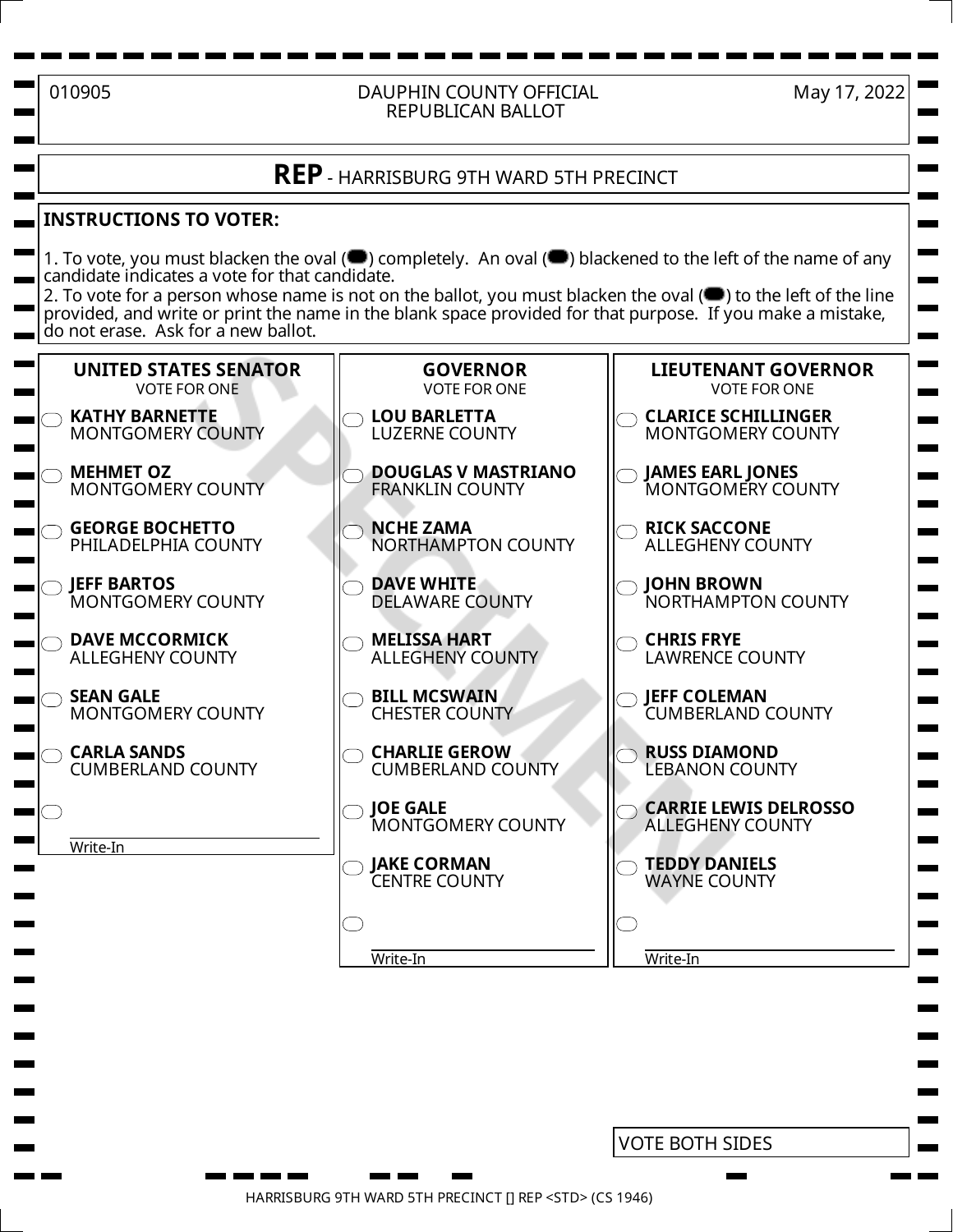010905 — DAUPHIN COUNTY OFFICIAL REPUBLICAN BALLOT — May 17, 2022

# REP - HARRISBURG 9TH WARD 5TH PRECINCT

**INSTRUCTIONS TO VOTER:**

1. To vote, you must blacken the oval (⬬) completely. An oval (⬬) blackened to the left of the name of any candidate indicates a vote for that candidate.
2. To vote for a person whose name is not on the ballot, you must blacken the oval (⬬) to the left of the line provided, and write or print the name in the blank space provided for that purpose. If you make a mistake, do not erase. Ask for a new ballot.

## UNITED STATES SENATOR
VOTE FOR ONE

- ⬭ **KATHY BARNETTE** MONTGOMERY COUNTY
- ⬭ **MEHMET OZ** MONTGOMERY COUNTY
- ⬭ **GEORGE BOCHETTO** PHILADELPHIA COUNTY
- ⬭ **JEFF BARTOS** MONTGOMERY COUNTY
- ⬭ **DAVE MCCORMICK** ALLEGHENY COUNTY
- ⬭ **SEAN GALE** MONTGOMERY COUNTY
- ⬭ **CARLA SANDS** CUMBERLAND COUNTY
- ⬭ ____________ Write-In

## GOVERNOR
VOTE FOR ONE

- ⬭ **LOU BARLETTA** LUZERNE COUNTY
- ⬭ **DOUGLAS V MASTRIANO** FRANKLIN COUNTY
- ⬭ **NCHE ZAMA** NORTHAMPTON COUNTY
- ⬭ **DAVE WHITE** DELAWARE COUNTY
- ⬭ **MELISSA HART** ALLEGHENY COUNTY
- ⬭ **BILL MCSWAIN** CHESTER COUNTY
- ⬭ **CHARLIE GEROW** CUMBERLAND COUNTY
- ⬭ **JOE GALE** MONTGOMERY COUNTY
- ⬭ **JAKE CORMAN** CENTRE COUNTY
- ⬭ ____________ Write-In

## LIEUTENANT GOVERNOR
VOTE FOR ONE

- ⬭ **CLARICE SCHILLINGER** MONTGOMERY COUNTY
- ⬭ **JAMES EARL JONES** MONTGOMERY COUNTY
- ⬭ **RICK SACCONE** ALLEGHENY COUNTY
- ⬭ **JOHN BROWN** NORTHAMPTON COUNTY
- ⬭ **CHRIS FRYE** LAWRENCE COUNTY
- ⬭ **JEFF COLEMAN** CUMBERLAND COUNTY
- ⬭ **RUSS DIAMOND** LEBANON COUNTY
- ⬭ **CARRIE LEWIS DELROSSO** ALLEGHENY COUNTY
- ⬭ **TEDDY DANIELS** WAYNE COUNTY
- ⬭ ____________ Write-In

VOTE BOTH SIDES

HARRISBURG 9TH WARD 5TH PRECINCT [] REP <STD> (CS 1946)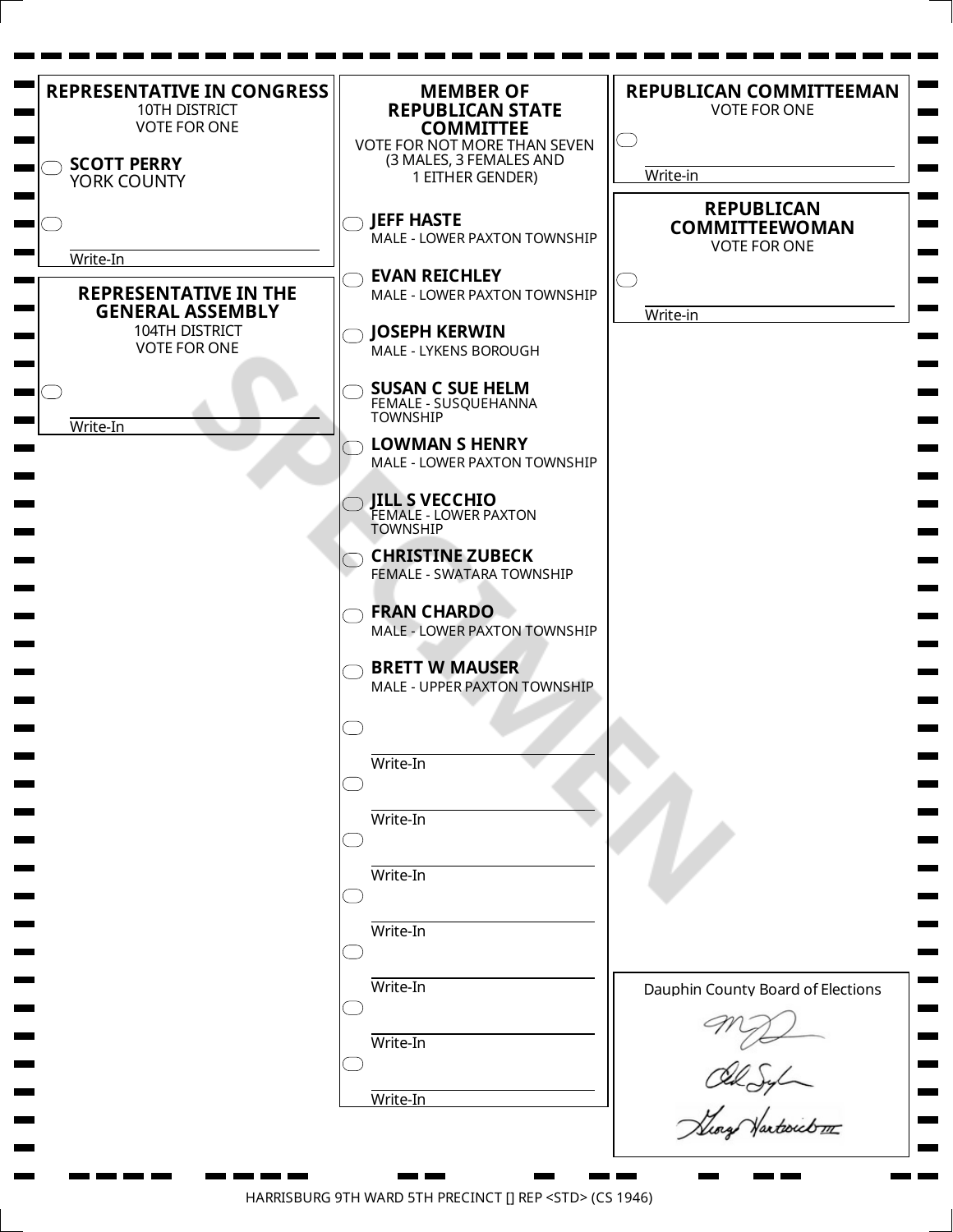## REPRESENTATIVE IN CONGRESS
10TH DISTRICT
VOTE FOR ONE

- **SCOTT PERRY**
  YORK COUNTY
- Write-In

## REPRESENTATIVE IN THE GENERAL ASSEMBLY
104TH DISTRICT
VOTE FOR ONE

- Write-In

## MEMBER OF REPUBLICAN STATE COMMITTEE
VOTE FOR NOT MORE THAN SEVEN
(3 MALES, 3 FEMALES AND 1 EITHER GENDER)

- **JEFF HASTE**
  MALE - LOWER PAXTON TOWNSHIP
- **EVAN REICHLEY**
  MALE - LOWER PAXTON TOWNSHIP
- **JOSEPH KERWIN**
  MALE - LYKENS BOROUGH
- **SUSAN C SUE HELM**
  FEMALE - SUSQUEHANNA TOWNSHIP
- **LOWMAN S HENRY**
  MALE - LOWER PAXTON TOWNSHIP
- **JILL S VECCHIO**
  FEMALE - LOWER PAXTON TOWNSHIP
- **CHRISTINE ZUBECK**
  FEMALE - SWATARA TOWNSHIP
- **FRAN CHARDO**
  MALE - LOWER PAXTON TOWNSHIP
- **BRETT W MAUSER**
  MALE - UPPER PAXTON TOWNSHIP
- Write-In
- Write-In
- Write-In
- Write-In
- Write-In
- Write-In
- Write-In

## REPUBLICAN COMMITTEEMAN
VOTE FOR ONE

- Write-in

## REPUBLICAN COMMITTEEWOMAN
VOTE FOR ONE

- Write-in

Dauphin County Board of Elections

SPECIMEN

HARRISBURG 9TH WARD 5TH PRECINCT [] REP <STD> (CS 1946)